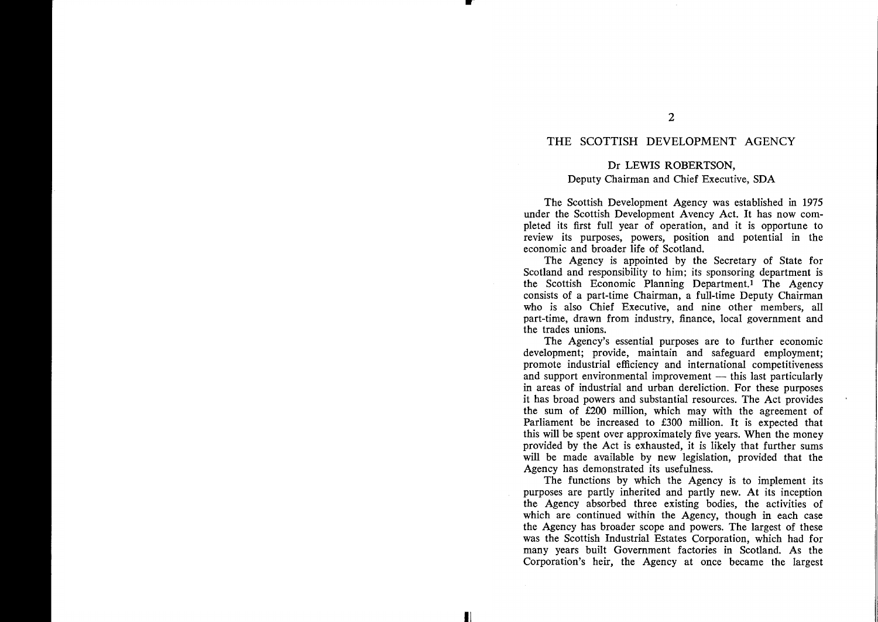# THE SCOTTISH DEVELOPMENT AGENCY

Dr LEWIS ROBERTSON,
Deputy Chairman and Chief Executive, SDA

The Scottish Development Agency was established in 1975 under the Scottish Development Avency Act. It has now completed its first full year of operation, and it is opportune to review its purposes, powers, position and potential in the economic and broader life of Scotland.

The Agency is appointed by the Secretary of State for Scotland and responsibility to him; its sponsoring department is the Scottish Economic Planning Department.[1] The Agency consists of a part-time Chairman, a full-time Deputy Chairman who is also Chief Executive, and nine other members, all part-time, drawn from industry, finance, local government and the trades unions.

The Agency's essential purposes are to further economic development; provide, maintain and safeguard employment; promote industrial efficiency and international competitiveness and support environmental improvement — this last particularly in areas of industrial and urban dereliction. For these purposes it has broad powers and substantial resources. The Act provides the sum of £200 million, which may with the agreement of Parliament be increased to £300 million. It is expected that this will be spent over approximately five years. When the money provided by the Act is exhausted, it is likely that further sums will be made available by new legislation, provided that the Agency has demonstrated its usefulness.

The functions by which the Agency is to implement its purposes are partly inherited and partly new. At its inception the Agency absorbed three existing bodies, the activities of which are continued within the Agency, though in each case the Agency has broader scope and powers. The largest of these was the Scottish Industrial Estates Corporation, which had for many years built Government factories in Scotland. As the Corporation's heir, the Agency at once became the largest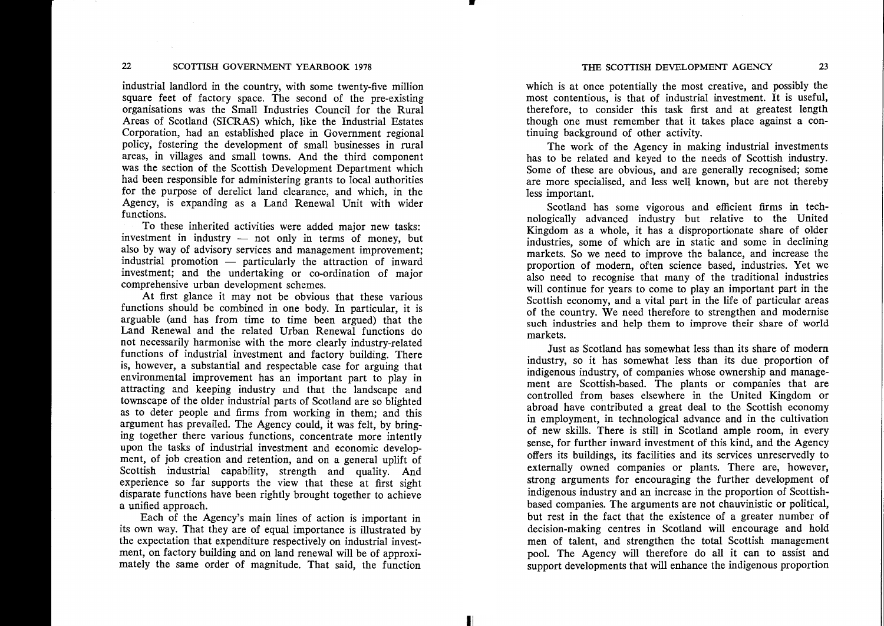industrial landlord in the country, with some twenty-five million square feet of factory space. The second of the pre-existing organisations was the Small Industries Council for the Rural Areas of Scotland (SICRAS) which, like the Industrial Estates Corporation, had an established place in Government regional policy, fostering the development of small businesses in rural areas, in villages and small towns. And the third component was the section of the Scottish Development Department which had been responsible for administering grants to local authorities for the purpose of derelict land clearance, and which, in the Agency, is expanding as a Land Renewal Unit with wider functions.

To these inherited activities were added major new tasks: investment in industry — not only in terms of money, but also by way of advisory services and management improvement; industrial promotion — particularly the attraction of inward investment; and the undertaking or co-ordination of major comprehensive urban development schemes.

At first glance it may not be obvious that these various functions should be combined in one body. In particular, it is arguable (and has from time to time been argued) that the Land Renewal and the related Urban Renewal functions do not necessarily harmonise with the more clearly industry-related functions of industrial investment and factory building. There is, however, a substantial and respectable case for arguing that environmental improvement has an important part to play in attracting and keeping industry and that the landscape and townscape of the older industrial parts of Scotland are so blighted as to deter people and firms from working in them; and this argument has prevailed. The Agency could, it was felt, by bringing together there various functions, concentrate more intently upon the tasks of industrial investment and economic development, of job creation and retention, and on a general uplift of Scottish industrial capability, strength and quality. And experience so far supports the view that these at first sight disparate functions have been rightly brought together to achieve a unified approach.

Each of the Agency's main lines of action is important in its own way. That they are of equal importance is illustrated by the expectation that expenditure respectively on industrial investment, on factory building and on land renewal will be of approximately the same order of magnitude. That said, the function which is at once potentially the most creative, and possibly the most contentious, is that of industrial investment. It is useful, therefore, to consider this task first and at greatest length though one must remember that it takes place against a continuing background of other activity.

The work of the Agency in making industrial investments has to be related and keyed to the needs of Scottish industry. Some of these are obvious, and are generally recognised; some are more specialised, and less well known, but are not thereby less important.

Scotland has some vigorous and efficient firms in technologically advanced industry but relative to the United Kingdom as a whole, it has a disproportionate share of older industries, some of which are in static and some in declining markets. So we need to improve the balance, and increase the proportion of modern, often science based, industries. Yet we also need to recognise that many of the traditional industries will continue for years to come to play an important part in the Scottish economy, and a vital part in the life of particular areas of the country. We need therefore to strengthen and modernise such industries and help them to improve their share of world markets.

Just as Scotland has somewhat less than its share of modern industry, so it has somewhat less than its due proportion of indigenous industry, of companies whose ownership and management are Scottish-based. The plants or companies that are controlled from bases elsewhere in the United Kingdom or abroad have contributed a great deal to the Scottish economy in employment, in technological advance and in the cultivation of new skills. There is still in Scotland ample room, in every sense, for further inward investment of this kind, and the Agency offers its buildings, its facilities and its services unreservedly to externally owned companies or plants. There are, however, strong arguments for encouraging the further development of indigenous industry and an increase in the proportion of Scottish-based companies. The arguments are not chauvinistic or political, but rest in the fact that the existence of a greater number of decision-making centres in Scotland will encourage and hold men of talent, and strengthen the total Scottish management pool. The Agency will therefore do all it can to assist and support developments that will enhance the indigenous proportion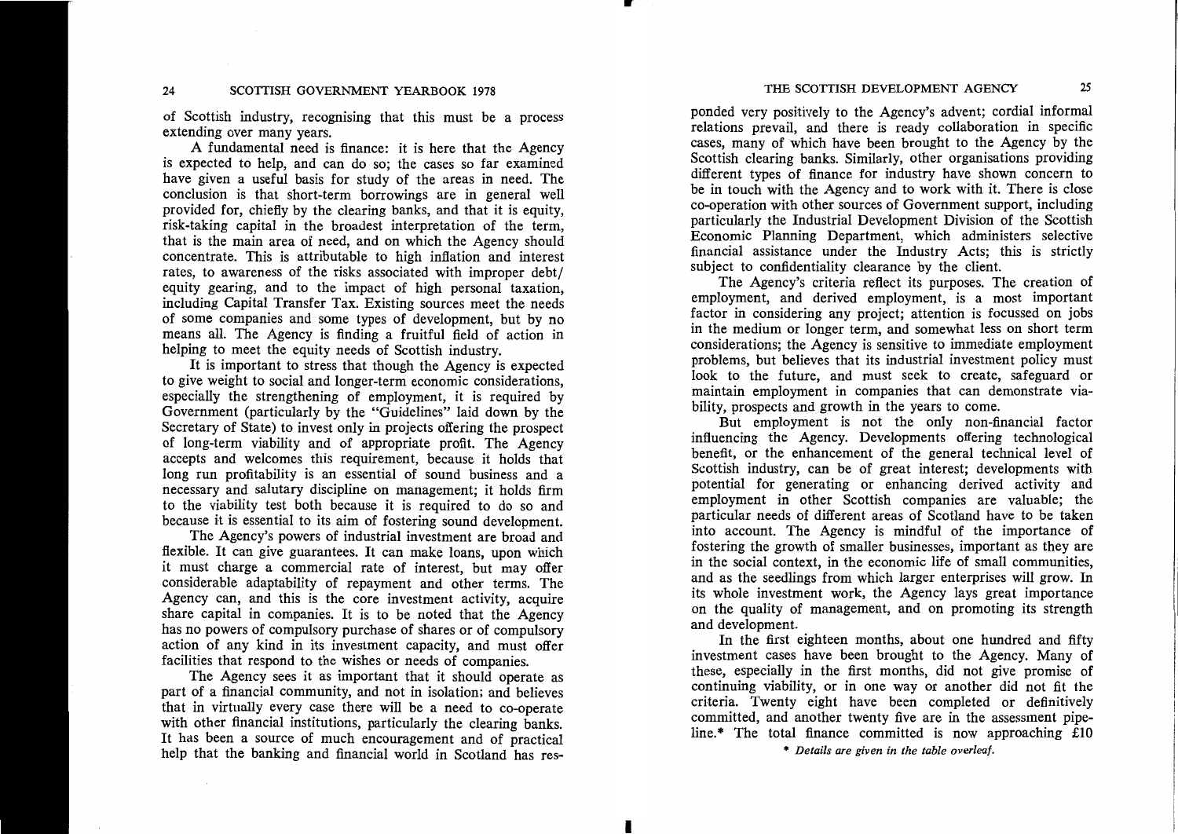of Scottish industry, recognising that this must be a process extending over many years.

A fundamental need is finance: it is here that the Agency is expected to help, and can do so; the cases so far examined have given a useful basis for study of the areas in need. The conclusion is that short-term borrowings are in general well provided for, chiefly by the clearing banks, and that it is equity, risk-taking capital in the broadest interpretation of the term, that is the main area of need, and on which the Agency should concentrate. This is attributable to high inflation and interest rates, to awareness of the risks associated with improper debt/equity gearing, and to the impact of high personal taxation, including Capital Transfer Tax. Existing sources meet the needs of some companies and some types of development, but by no means all. The Agency is finding a fruitful field of action in helping to meet the equity needs of Scottish industry.

It is important to stress that though the Agency is expected to give weight to social and longer-term economic considerations, especially the strengthening of employment, it is required by Government (particularly by the "Guidelines" laid down by the Secretary of State) to invest only in projects offering the prospect of long-term viability and of appropriate profit. The Agency accepts and welcomes this requirement, because it holds that long run profitability is an essential of sound business and a necessary and salutary discipline on management; it holds firm to the viability test both because it is required to do so and because it is essential to its aim of fostering sound development.

The Agency's powers of industrial investment are broad and flexible. It can give guarantees. It can make loans, upon which it must charge a commercial rate of interest, but may offer considerable adaptability of repayment and other terms. The Agency can, and this is the core investment activity, acquire share capital in companies. It is to be noted that the Agency has no powers of compulsory purchase of shares or of compulsory action of any kind in its investment capacity, and must offer facilities that respond to the wishes or needs of companies.

The Agency sees it as important that it should operate as part of a financial community, and not in isolation; and believes that in virtually every case there will be a need to co-operate with other financial institutions, particularly the clearing banks. It has been a source of much encouragement and of practical help that the banking and financial world in Scotland has responded very positively to the Agency's advent; cordial informal relations prevail, and there is ready collaboration in specific cases, many of which have been brought to the Agency by the Scottish clearing banks. Similarly, other organisations providing different types of finance for industry have shown concern to be in touch with the Agency and to work with it. There is close co-operation with other sources of Government support, including particularly the Industrial Development Division of the Scottish Economic Planning Department, which administers selective financial assistance under the Industry Acts; this is strictly subject to confidentiality clearance by the client.

The Agency's criteria reflect its purposes. The creation of employment, and derived employment, is a most important factor in considering any project; attention is focussed on jobs in the medium or longer term, and somewhat less on short term considerations; the Agency is sensitive to immediate employment problems, but believes that its industrial investment policy must look to the future, and must seek to create, safeguard or maintain employment in companies that can demonstrate viability, prospects and growth in the years to come.

But employment is not the only non-financial factor influencing the Agency. Developments offering technological benefit, or the enhancement of the general technical level of Scottish industry, can be of great interest; developments with potential for generating or enhancing derived activity and employment in other Scottish companies are valuable; the particular needs of different areas of Scotland have to be taken into account. The Agency is mindful of the importance of fostering the growth of smaller businesses, important as they are in the social context, in the economic life of small communities, and as the seedlings from which larger enterprises will grow. In its whole investment work, the Agency lays great importance on the quality of management, and on promoting its strength and development.

In the first eighteen months, about one hundred and fifty investment cases have been brought to the Agency. Many of these, especially in the first months, did not give promise of continuing viability, or in one way or another did not fit the criteria. Twenty eight have been completed or definitively committed, and another twenty five are in the assessment pipeline.* The total finance committed is now approaching £10

\* *Details are given in the table overleaf.*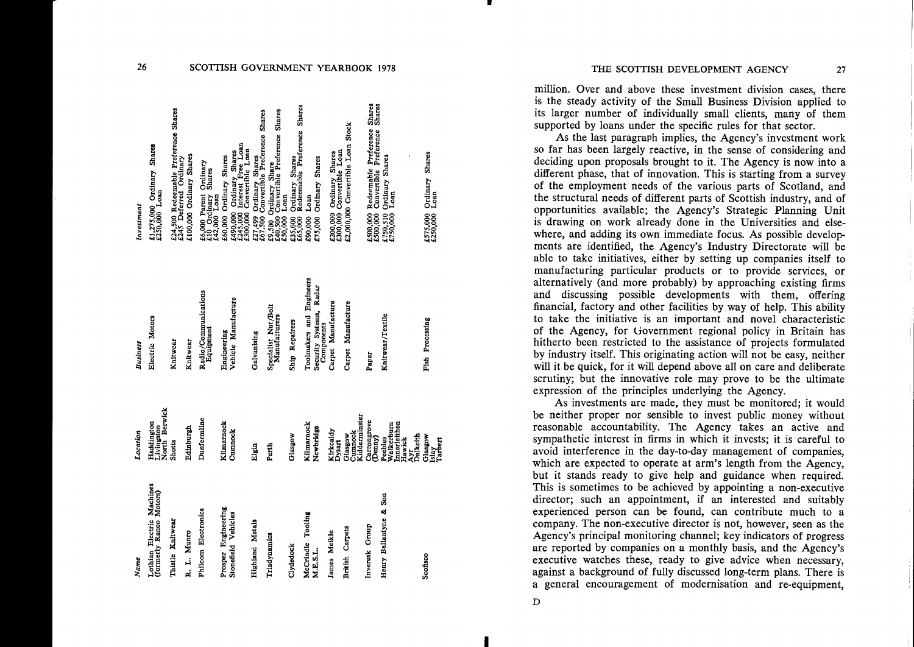| Name | Location | Business | Investment |
|---|---|---|---|
| Lothian Electric Machines (formerly Ranco Motors) | Haddington Livingston North Berwick | Electric Motors | £1,275,000 Ordinary Shares £250,000 Loan |
| Thistle Knitwear | Shotts | Knitwear | £24,500 Redeemable Preference Shares £245 Deferred Ordinary |
| R. L. Munro | Edinburgh | Knitwear | £100,000 Ordinary Shares |
| Philcom Electronics | Dunfermline | Radio/Communications Equipment | £6,000 Parent Ordinary £10 Ordinary Shares £42,000 Loan |
| Prosper Engineering | Kilmarnock | Engineering | £60,000 Ordinary Shares |
| Stonefield Vehicles | Cumnock | Vehicle Manufacture | £490,000 Ordinary Shares £245,000 Interest Free Loan £300,000 Convertible Loan |
| Highland Metals | Elgin | Galvanising | £27,499 Ordinary Shares £67,500 Convertible Preference Shares |
| Triadynamics | Perth | Specialist Nut/Bolt Manufacturers | £9,500 Ordinary Share £40,500 Convertible Preference Shares £50,000 Loan |
| Clydedock | Glasgow | Ship Repairers | £35,000 Ordinary Shares £65,000 Redeemable Preference Shares |
| McCrindle Tooling | Kilmarnock | Toolmakers and Engineers | £90,000 Loan |
| M.E.S.L. | Newbridge | Security Systems, Radar Components | £75,000 Ordinary Shares |
| James Meikle | Kirkcaldy Dysart | Carpet Manufacture | £200,000 Ordinary Shares £300,000 Convertible Loan |
| British Carpets | Glasgow Cumnock Kidderminster | Carpet Manufacture | £2,000,000 Convertible Loan Stock |
| Inveresk Group | Carrongrove (Denny) | Paper | £500,000 Redeemable Preference Shares £500,000 Convertible Preference Shares |
| Henry Ballantyne & Son | Peebles Walkerburn Innerleithen Hawick Ayr Dalkeith | Knitwear/Textile | £750,510 Ordinary Shares £750,000 Loan |
| Scofisco | Glasgow Islay Tarbert | Fish Processing | £575,000 Ordinary Shares £250,000 Loan |

million. Over and above these investment division cases, there is the steady activity of the Small Business Division applied to its larger number of individually small clients, many of them supported by loans under the specific rules for that sector.

As the last paragraph implies, the Agency's investment work so far has been largely reactive, in the sense of considering and deciding upon proposals brought to it. The Agency is now into a different phase, that of innovation. This is starting from a survey of the employment needs of the various parts of Scotland, and the structural needs of different parts of Scottish industry, and of opportunities available; the Agency's Strategic Planning Unit is drawing on work already done in the Universities and elsewhere, and adding its own immediate focus. As possible developments are identified, the Agency's Industry Directorate will be able to take initiatives, either by setting up companies itself to manufacturing particular products or to provide services, or alternatively (and more probably) by approaching existing firms and discussing possible developments with them, offering financial, factory and other facilities by way of help. This ability to take the initiative is an important and novel characteristic of the Agency, for Government regional policy in Britain has hitherto been restricted to the assistance of projects formulated by industry itself. This originating action will not be easy, neither will it be quick, for it will depend above all on care and deliberate scrutiny; but the innovative role may prove to be the ultimate expression of the principles underlying the Agency.

As investments are made, they must be monitored; it would be neither proper nor sensible to invest public money without reasonable accountability. The Agency takes an active and sympathetic interest in firms in which it invests; it is careful to avoid interference in the day-to-day management of companies, which are expected to operate at arm's length from the Agency, but it stands ready to give help and guidance when required. This is sometimes to be achieved by appointing a non-executive director; such an appointment, if an interested and suitably experienced person can be found, can contribute much to a company. The non-executive director is not, however, seen as the Agency's principal monitoring channel; key indicators of progress are reported by companies on a monthly basis, and the Agency's executive watches these, ready to give advice when necessary, against a background of fully discussed long-term plans. There is a general encouragement of modernisation and re-equipment,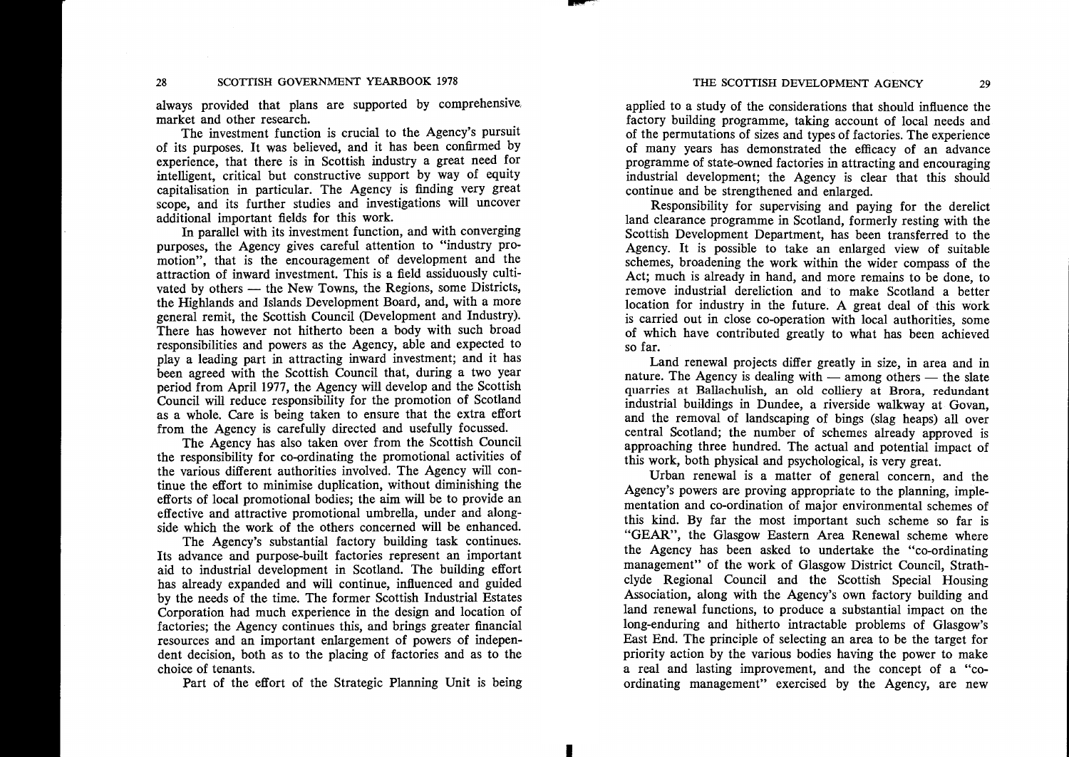always provided that plans are supported by comprehensive market and other research.

The investment function is crucial to the Agency's pursuit of its purposes. It was believed, and it has been confirmed by experience, that there is in Scottish industry a great need for intelligent, critical but constructive support by way of equity capitalisation in particular. The Agency is finding very great scope, and its further studies and investigations will uncover additional important fields for this work.

In parallel with its investment function, and with converging purposes, the Agency gives careful attention to "industry promotion", that is the encouragement of development and the attraction of inward investment. This is a field assiduously cultivated by others — the New Towns, the Regions, some Districts, the Highlands and Islands Development Board, and, with a more general remit, the Scottish Council (Development and Industry). There has however not hitherto been a body with such broad responsibilities and powers as the Agency, able and expected to play a leading part in attracting inward investment; and it has been agreed with the Scottish Council that, during a two year period from April 1977, the Agency will develop and the Scottish Council will reduce responsibility for the promotion of Scotland as a whole. Care is being taken to ensure that the extra effort from the Agency is carefully directed and usefully focussed.

The Agency has also taken over from the Scottish Council the responsibility for co-ordinating the promotional activities of the various different authorities involved. The Agency will continue the effort to minimise duplication, without diminishing the efforts of local promotional bodies; the aim will be to provide an effective and attractive promotional umbrella, under and alongside which the work of the others concerned will be enhanced.

The Agency's substantial factory building task continues. Its advance and purpose-built factories represent an important aid to industrial development in Scotland. The building effort has already expanded and will continue, influenced and guided by the needs of the time. The former Scottish Industrial Estates Corporation had much experience in the design and location of factories; the Agency continues this, and brings greater financial resources and an important enlargement of powers of independent decision, both as to the placing of factories and as to the choice of tenants.

Part of the effort of the Strategic Planning Unit is being applied to a study of the considerations that should influence the factory building programme, taking account of local needs and of the permutations of sizes and types of factories. The experience of many years has demonstrated the efficacy of an advance programme of state-owned factories in attracting and encouraging industrial development; the Agency is clear that this should continue and be strengthened and enlarged.

Responsibility for supervising and paying for the derelict land clearance programme in Scotland, formerly resting with the Scottish Development Department, has been transferred to the Agency. It is possible to take an enlarged view of suitable schemes, broadening the work within the wider compass of the Act; much is already in hand, and more remains to be done, to remove industrial dereliction and to make Scotland a better location for industry in the future. A great deal of this work is carried out in close co-operation with local authorities, some of which have contributed greatly to what has been achieved so far.

Land renewal projects differ greatly in size, in area and in nature. The Agency is dealing with — among others — the slate quarries at Ballachulish, an old colliery at Brora, redundant industrial buildings in Dundee, a riverside walkway at Govan, and the removal of landscaping of bings (slag heaps) all over central Scotland; the number of schemes already approved is approaching three hundred. The actual and potential impact of this work, both physical and psychological, is very great.

Urban renewal is a matter of general concern, and the Agency's powers are proving appropriate to the planning, implementation and co-ordination of major environmental schemes of this kind. By far the most important such scheme so far is "GEAR", the Glasgow Eastern Area Renewal scheme where the Agency has been asked to undertake the "co-ordinating management" of the work of Glasgow District Council, Strathclyde Regional Council and the Scottish Special Housing Association, along with the Agency's own factory building and land renewal functions, to produce a substantial impact on the long-enduring and hitherto intractable problems of Glasgow's East End. The principle of selecting an area to be the target for priority action by the various bodies having the power to make a real and lasting improvement, and the concept of a "co-ordinating management" exercised by the Agency, are new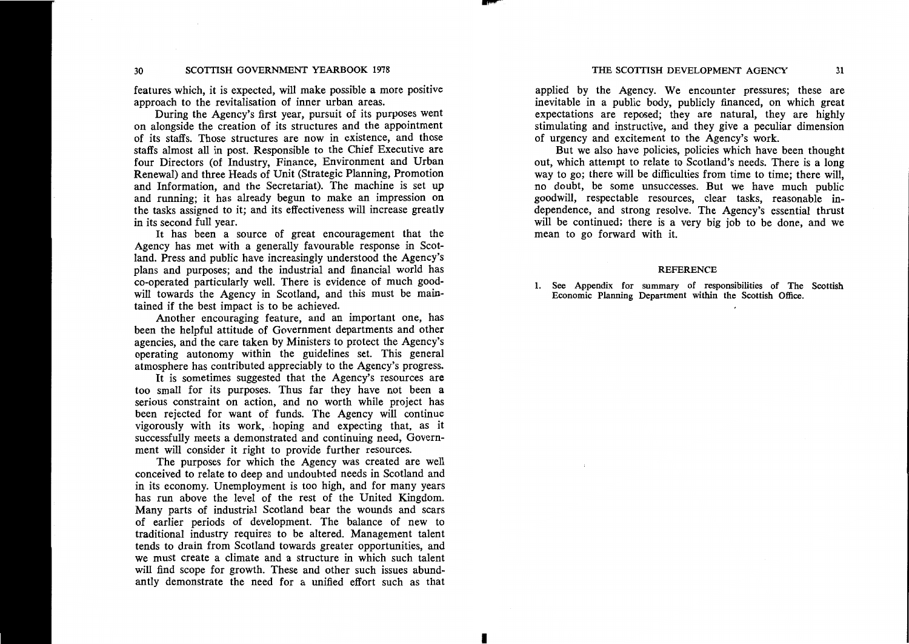features which, it is expected, will make possible a more positive approach to the revitalisation of inner urban areas.

During the Agency's first year, pursuit of its purposes went on alongside the creation of its structures and the appointment of its staffs. Those structures are now in existence, and those staffs almost all in post. Responsible to the Chief Executive are four Directors (of Industry, Finance, Environment and Urban Renewal) and three Heads of Unit (Strategic Planning, Promotion and Information, and the Secretariat). The machine is set up and running; it has already begun to make an impression on the tasks assigned to it; and its effectiveness will increase greatly in its second full year.

It has been a source of great encouragement that the Agency has met with a generally favourable response in Scotland. Press and public have increasingly understood the Agency's plans and purposes; and the industrial and financial world has co-operated particularly well. There is evidence of much goodwill towards the Agency in Scotland, and this must be maintained if the best impact is to be achieved.

Another encouraging feature, and an important one, has been the helpful attitude of Government departments and other agencies, and the care taken by Ministers to protect the Agency's operating autonomy within the guidelines set. This general atmosphere has contributed appreciably to the Agency's progress.

It is sometimes suggested that the Agency's resources are too small for its purposes. Thus far they have not been a serious constraint on action, and no worth while project has been rejected for want of funds. The Agency will continue vigorously with its work, hoping and expecting that, as it successfully meets a demonstrated and continuing need, Government will consider it right to provide further resources.

The purposes for which the Agency was created are well conceived to relate to deep and undoubted needs in Scotland and in its economy. Unemployment is too high, and for many years has run above the level of the rest of the United Kingdom. Many parts of industrial Scotland bear the wounds and scars of earlier periods of development. The balance of new to traditional industry requires to be altered. Management talent tends to drain from Scotland towards greater opportunities, and we must create a climate and a structure in which such talent will find scope for growth. These and other such issues abundantly demonstrate the need for a unified effort such as that applied by the Agency. We encounter pressures; these are inevitable in a public body, publicly financed, on which great expectations are reposed; they are natural, they are highly stimulating and instructive, and they give a peculiar dimension of urgency and excitement to the Agency's work.

But we also have policies, policies which have been thought out, which attempt to relate to Scotland's needs. There is a long way to go; there will be difficulties from time to time; there will, no doubt, be some unsuccesses. But we have much public goodwill, respectable resources, clear tasks, reasonable independence, and strong resolve. The Agency's essential thrust will be continued; there is a very big job to be done, and we mean to go forward with it.

## REFERENCE

1. See Appendix for summary of responsibilities of The Scottish Economic Planning Department within the Scottish Office.